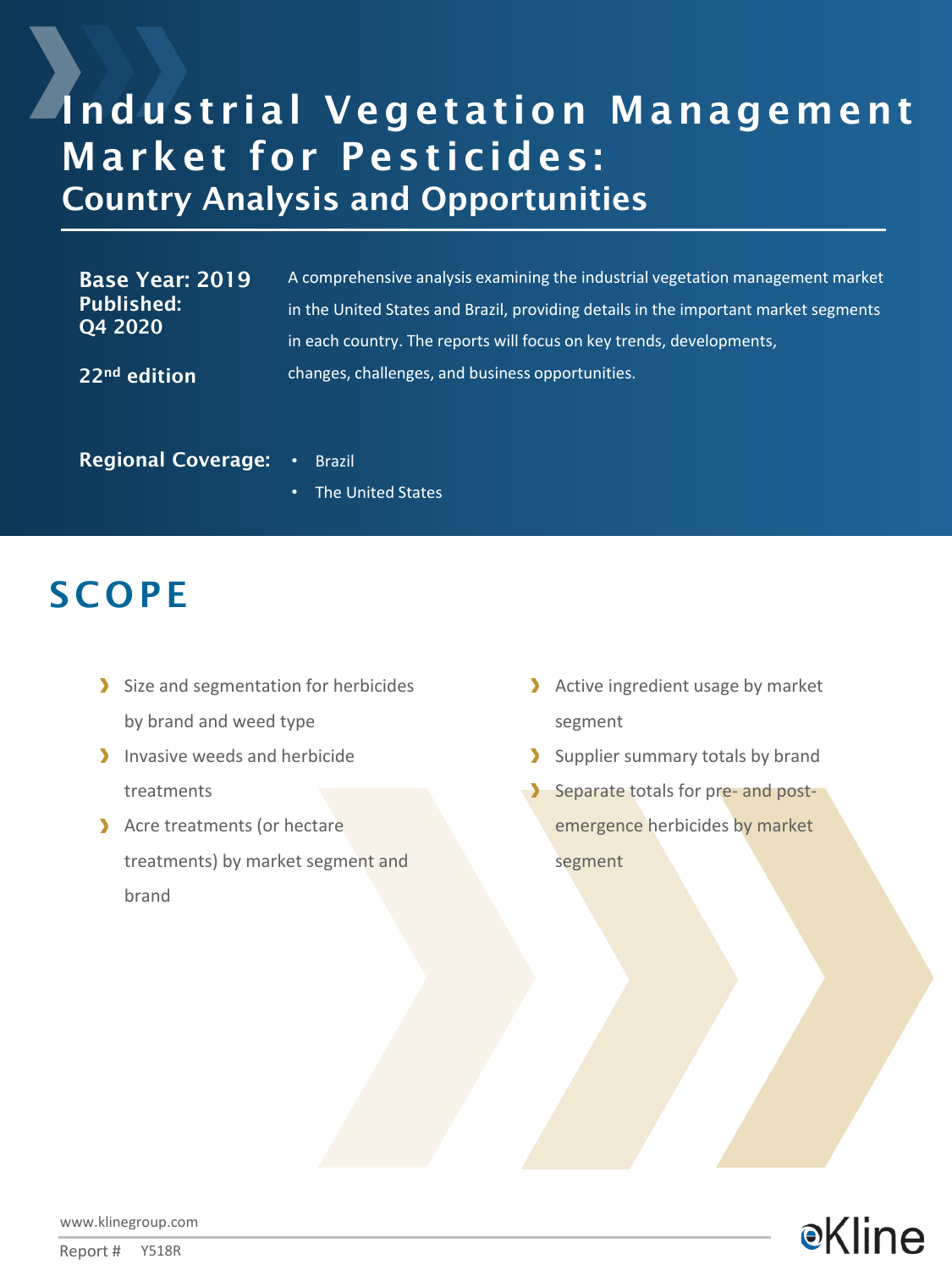# Industrial Vegetation Management Market for Pesticides:

## Country Analysis and Opportunities

**Base Year: 2019**
**Published: Q4 2020**

**22nd edition**

A comprehensive analysis examining the industrial vegetation management market in the United States and Brazil, providing details in the important market segments in each country. The reports will focus on key trends, developments, changes, challenges, and business opportunities.

**Regional Coverage:**

- Brazil
- The United States

## SCOPE

- Size and segmentation for herbicides by brand and weed type
- Invasive weeds and herbicide treatments
- Acre treatments (or hectare treatments) by market segment and brand
- Active ingredient usage by market segment
- Supplier summary totals by brand
- Separate totals for pre- and post-emergence herbicides by market segment

www.klinegroup.com

Report # Y518R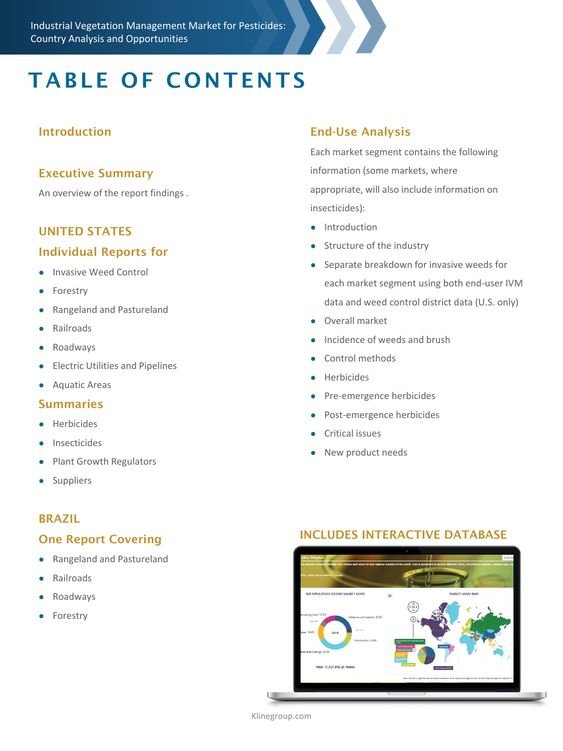# TABLE OF CONTENTS

### Introduction

### Executive Summary

An overview of the report findings .

### UNITED STATES

### Individual Reports for

- Invasive Weed Control
- Forestry
- Rangeland and Pastureland
- Railroads
- Roadways
- Electric Utilities and Pipelines
- Aquatic Areas

### Summaries

- Herbicides
- Insecticides
- Plant Growth Regulators
- Suppliers

### BRAZIL

### One Report Covering

- Rangeland and Pastureland
- Railroads
- Roadways
- Forestry

### End-Use Analysis

Each market segment contains the following information (some markets, where appropriate, will also include information on insecticides):

- Introduction
- Structure of the industry
- Separate breakdown for invasive weeds for each market segment using both end-user IVM data and weed control district data (U.S. only)
- Overall market
- Incidence of weeds and brush
- Control methods
- Herbicides
- Pre-emergence herbicides
- Post-emergence herbicides
- Critical issues
- New product needs

### INCLUDES INTERACTIVE DATABASE

Klinegroup.com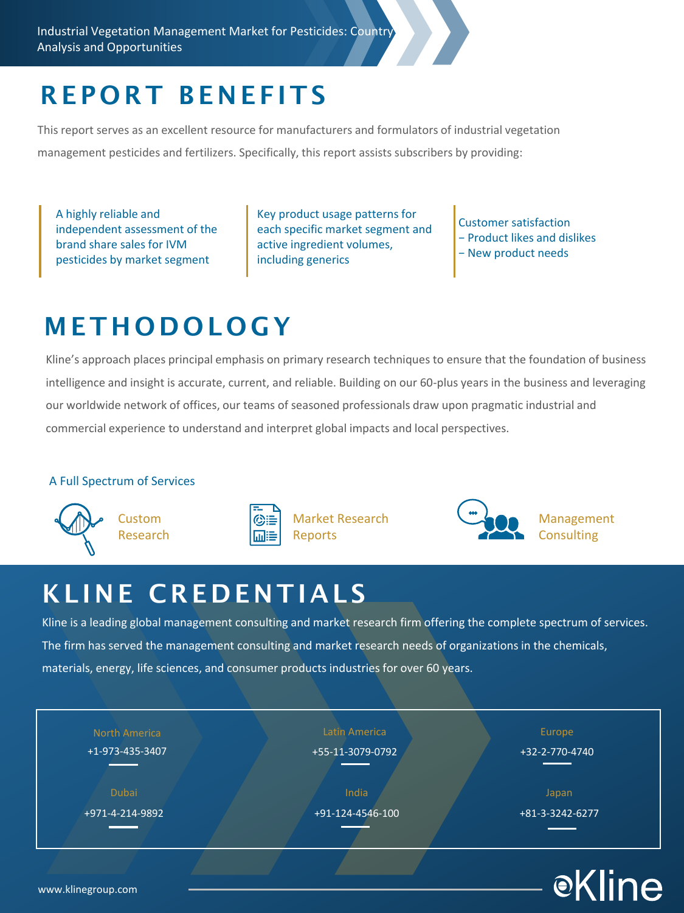# REPORT BENEFITS

This report serves as an excellent resource for manufacturers and formulators of industrial vegetation management pesticides and fertilizers. Specifically, this report assists subscribers by providing:

- A highly reliable and independent assessment of the brand share sales for IVM pesticides by market segment
- Key product usage patterns for each specific market segment and active ingredient volumes, including generics
- Customer satisfaction
  - − Product likes and dislikes
  - − New product needs

# METHODOLOGY

Kline's approach places principal emphasis on primary research techniques to ensure that the foundation of business intelligence and insight is accurate, current, and reliable. Building on our 60-plus years in the business and leveraging our worldwide network of offices, our teams of seasoned professionals draw upon pragmatic industrial and commercial experience to understand and interpret global impacts and local perspectives.

A Full Spectrum of Services

- Custom Research
- Market Research Reports
- Management Consulting

# KLINE CREDENTIALS

Kline is a leading global management consulting and market research firm offering the complete spectrum of services. The firm has served the management consulting and market research needs of organizations in the chemicals, materials, energy, life sciences, and consumer products industries for over 60 years.

North America
+1-973-435-3407

Latin America
+55-11-3079-0792

Europe
+32-2-770-4740

Dubai
+971-4-214-9892

India
+91-124-4546-100

Japan
+81-3-3242-6277

www.klinegroup.com

Kline